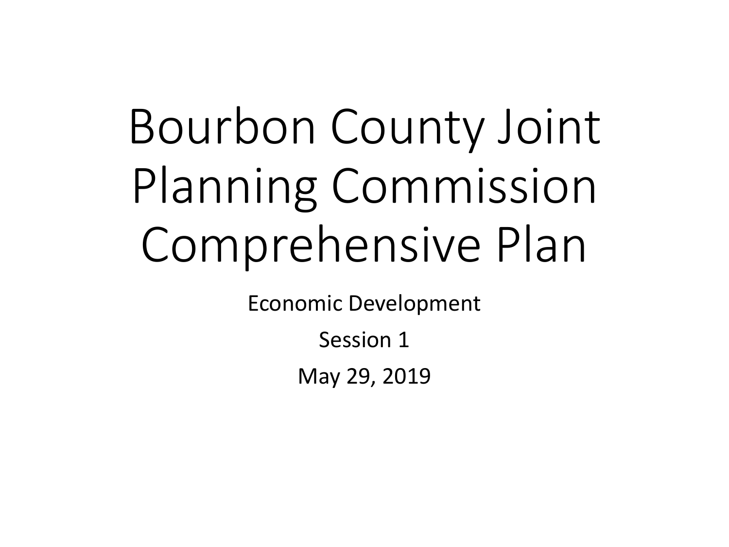# Bourbon County Joint Planning Commission Comprehensive Plan

Economic Development

Session 1

May 29, 2019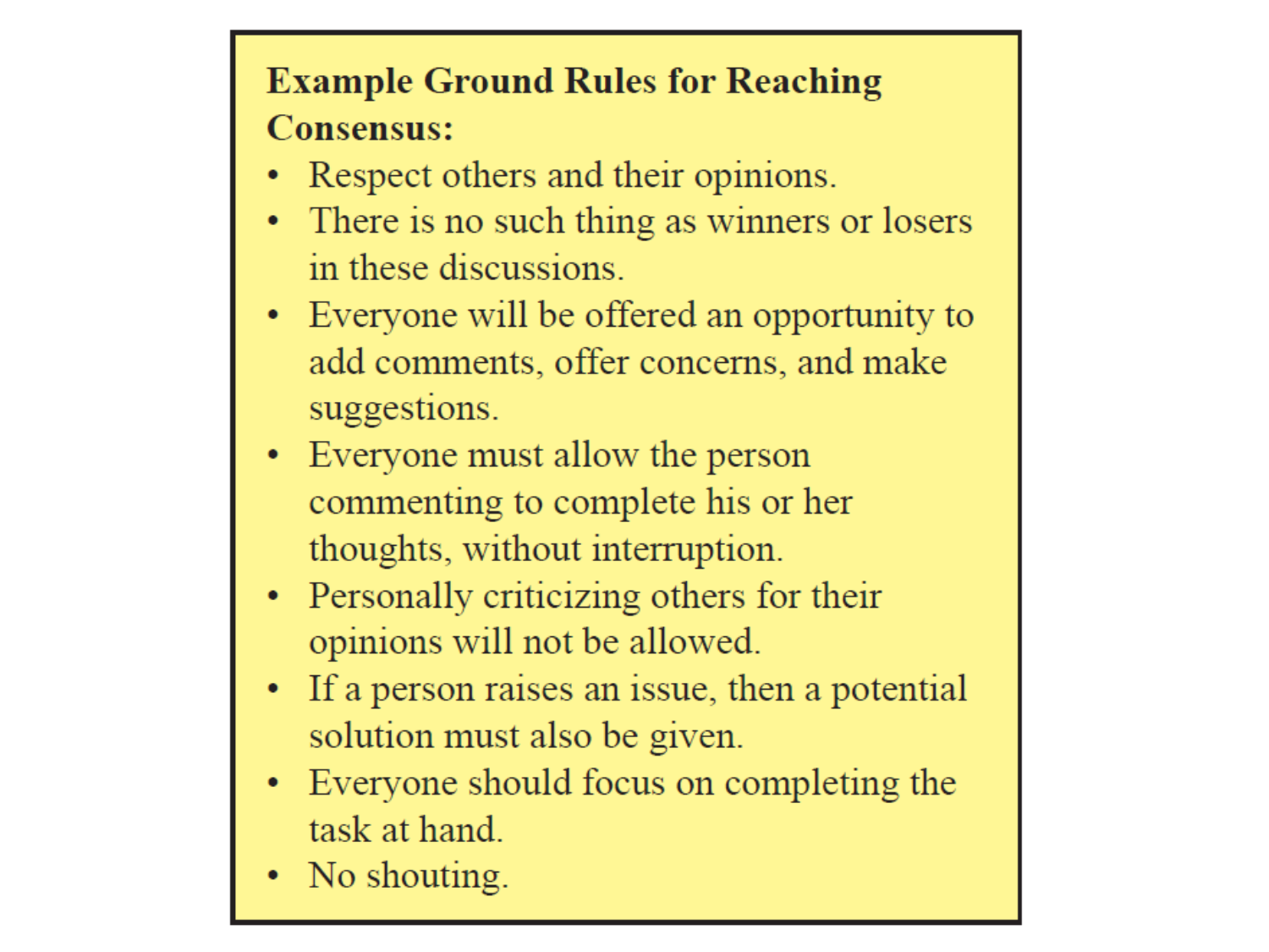**Example Ground Rules for Reaching Consensus:**

- Respect others and their opinions.
- There is no such thing as winners or losers in these discussions.
- Everyone will be offered an opportunity to add comments, offer concerns, and make suggestions.
- Everyone must allow the person commenting to complete his or her thoughts, without interruption.
- Personally criticizing others for their opinions will not be allowed.
- If a person raises an issue, then a potential solution must also be given.
- Everyone should focus on completing the task at hand.
- No shouting.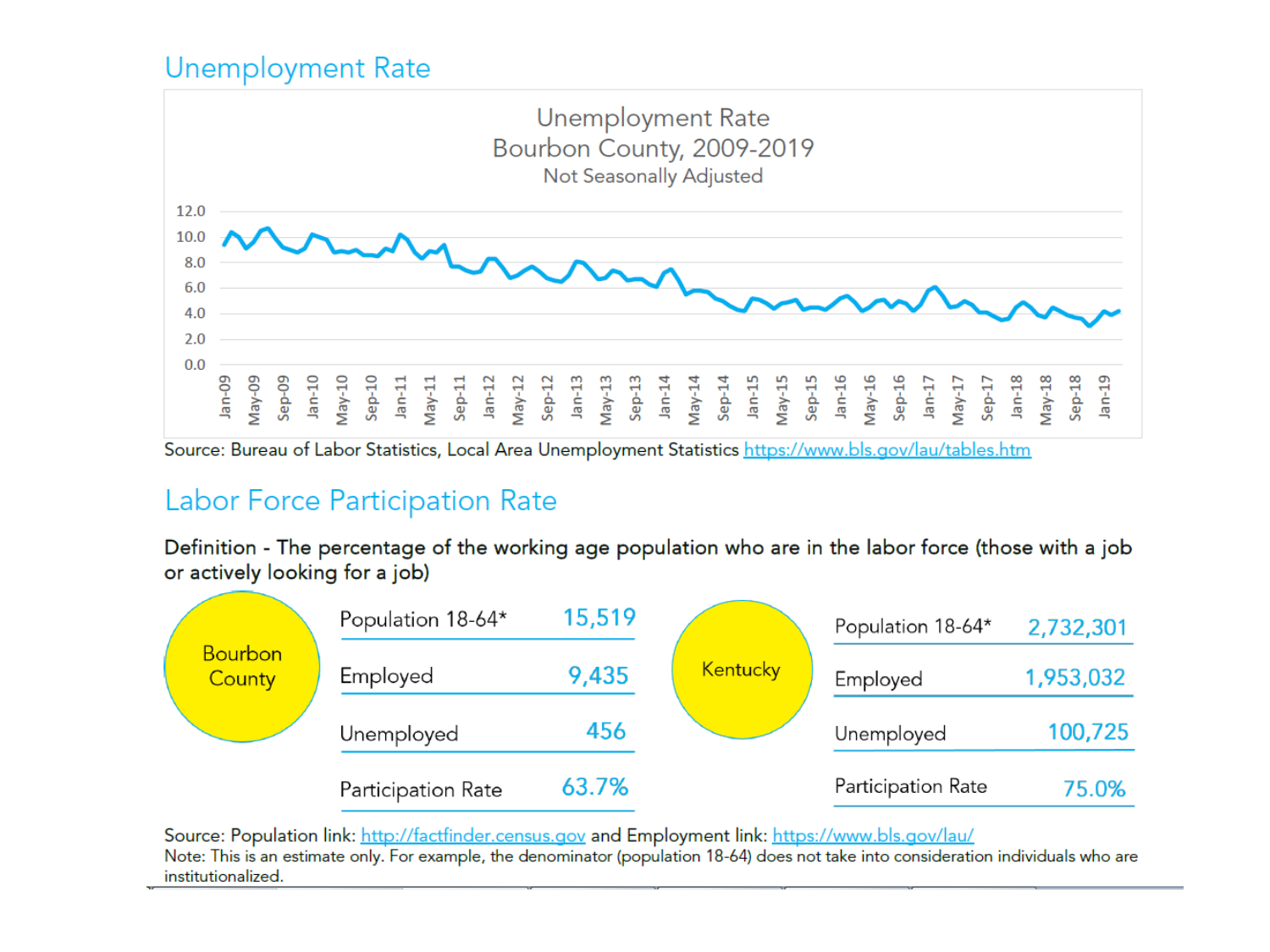## Unemployment Rate

Unemployment Rate
Bourbon County, 2009-2019
Not Seasonally Adjusted

Source: Bureau of Labor Statistics, Local Area Unemployment Statistics https://www.bls.gov/lau/tables.htm

## Labor Force Participation Rate

**Definition - The percentage of the working age population who are in the labor force (those with a job or actively looking for a job)**

| Bourbon County | |
|---|---|
| Population 18-64* | 15,519 |
| Employed | 9,435 |
| Unemployed | 456 |
| Participation Rate | 63.7% |

| Kentucky | |
|---|---|
| Population 18-64* | 2,732,301 |
| Employed | 1,953,032 |
| Unemployed | 100,725 |
| Participation Rate | 75.0% |

Source: Population link: http://factfinder.census.gov and Employment link: https://www.bls.gov/lau/
Note: This is an estimate only. For example, the denominator (population 18-64) does not take into consideration individuals who are institutionalized.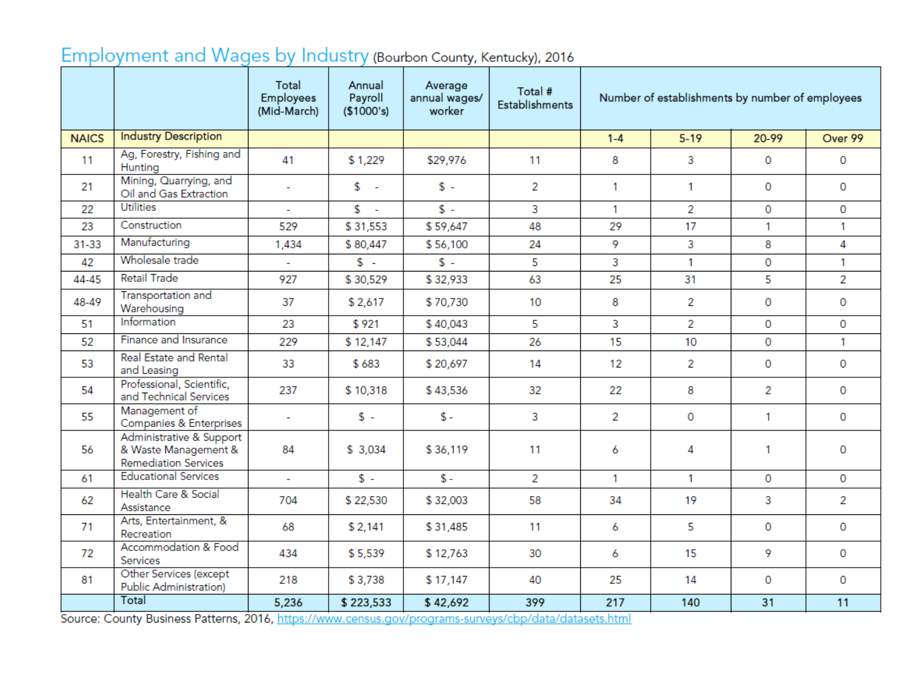## Employment and Wages by Industry (Bourbon County, Kentucky), 2016

| NAICS | Industry Description | Total Employees (Mid-March) | Annual Payroll ($1000's) | Average annual wages/ worker | Total # Establishments | Number of establishments by number of employees | | | |
|---|---|---|---|---|---|---|---|---|---|
| | | | | | | 1-4 | 5-19 | 20-99 | Over 99 |
| 11 | Ag, Forestry, Fishing and Hunting | 41 | $ 1,229 | $29,976 | 11 | 8 | 3 | 0 | 0 |
| 21 | Mining, Quarrying, and Oil and Gas Extraction | - | $ - | $ - | 2 | 1 | 1 | 0 | 0 |
| 22 | Utilities | - | $ - | $ - | 3 | 1 | 2 | 0 | 0 |
| 23 | Construction | 529 | $ 31,553 | $ 59,647 | 48 | 29 | 17 | 1 | 1 |
| 31-33 | Manufacturing | 1,434 | $ 80,447 | $ 56,100 | 24 | 9 | 3 | 8 | 4 |
| 42 | Wholesale trade | - | $ - | $ - | 5 | 3 | 1 | 0 | 1 |
| 44-45 | Retail Trade | 927 | $ 30,529 | $ 32,933 | 63 | 25 | 31 | 5 | 2 |
| 48-49 | Transportation and Warehousing | 37 | $ 2,617 | $ 70,730 | 10 | 8 | 2 | 0 | 0 |
| 51 | Information | 23 | $ 921 | $ 40,043 | 5 | 3 | 2 | 0 | 0 |
| 52 | Finance and Insurance | 229 | $ 12,147 | $ 53,044 | 26 | 15 | 10 | 0 | 1 |
| 53 | Real Estate and Rental and Leasing | 33 | $ 683 | $ 20,697 | 14 | 12 | 2 | 0 | 0 |
| 54 | Professional, Scientific, and Technical Services | 237 | $ 10,318 | $ 43,536 | 32 | 22 | 8 | 2 | 0 |
| 55 | Management of Companies & Enterprises | - | $ - | $ - | 3 | 2 | 0 | 1 | 0 |
| 56 | Administrative & Support & Waste Management & Remediation Services | 84 | $ 3,034 | $ 36,119 | 11 | 6 | 4 | 1 | 0 |
| 61 | Educational Services | - | $ - | $ - | 2 | 1 | 1 | 0 | 0 |
| 62 | Health Care & Social Assistance | 704 | $ 22,530 | $ 32,003 | 58 | 34 | 19 | 3 | 2 |
| 71 | Arts, Entertainment, & Recreation | 68 | $ 2,141 | $ 31,485 | 11 | 6 | 5 | 0 | 0 |
| 72 | Accommodation & Food Services | 434 | $ 5,539 | $ 12,763 | 30 | 6 | 15 | 9 | 0 |
| 81 | Other Services (except Public Administration) | 218 | $ 3,738 | $ 17,147 | 40 | 25 | 14 | 0 | 0 |
| | **Total** | **5,236** | **$ 223,533** | **$ 42,692** | **399** | **217** | **140** | **31** | **11** |

Source: County Business Patterns, 2016, https://www.census.gov/programs-surveys/cbp/data/datasets.html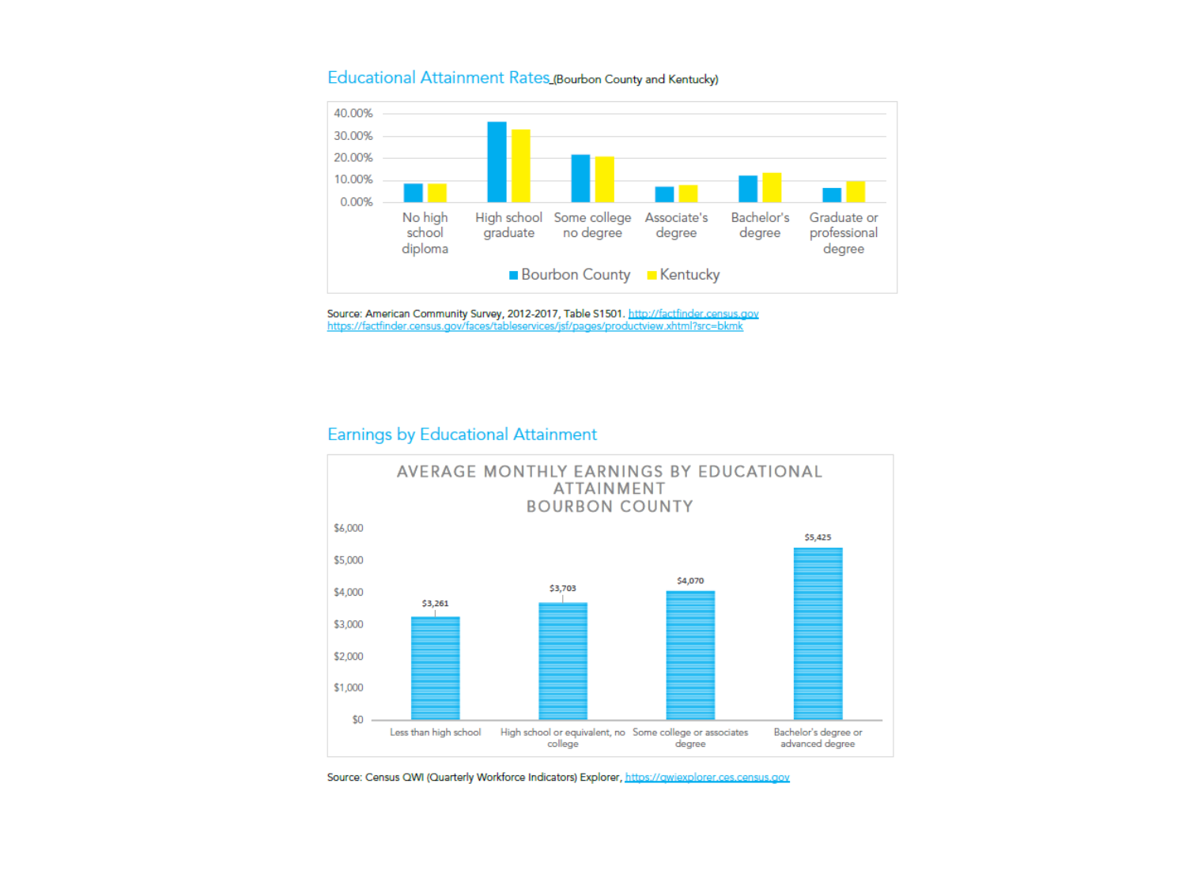## Educational Attainment Rates (Bourbon County and Kentucky)

Source: American Community Survey, 2012-2017, Table S1501. http://factfinder.census.gov https://factfinder.census.gov/faces/tableservices/jsf/pages/productview.xhtml?src=bkmk

## Earnings by Educational Attainment

Source: Census QWI (Quarterly Workforce Indicators) Explorer, https://qwiexplorer.ces.census.gov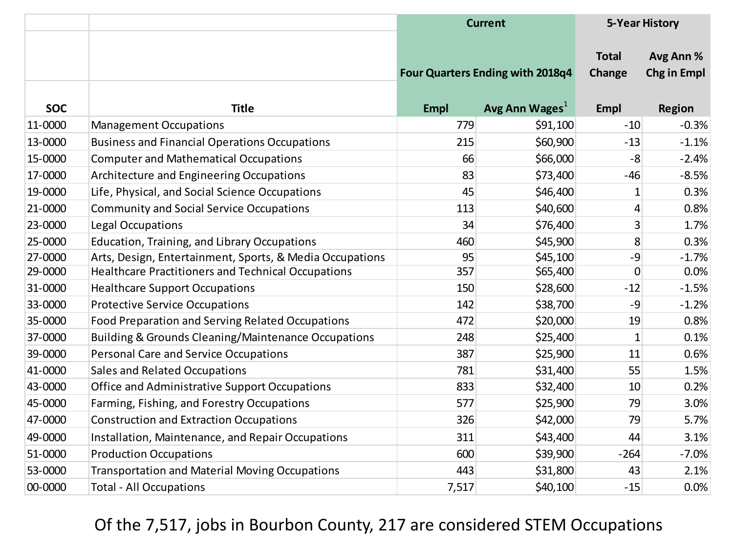| | | Current | | 5-Year History | |
|---|---|---|---|---|---|
| | | Four Quarters Ending with 2018q4 | | Total Change | Avg Ann % Chg in Empl |
| SOC | Title | Empl | Avg Ann Wages[1] | Empl | Region |
| 11-0000 | Management Occupations | 779 | $91,100 | -10 | -0.3% |
| 13-0000 | Business and Financial Operations Occupations | 215 | $60,900 | -13 | -1.1% |
| 15-0000 | Computer and Mathematical Occupations | 66 | $66,000 | -8 | -2.4% |
| 17-0000 | Architecture and Engineering Occupations | 83 | $73,400 | -46 | -8.5% |
| 19-0000 | Life, Physical, and Social Science Occupations | 45 | $46,400 | 1 | 0.3% |
| 21-0000 | Community and Social Service Occupations | 113 | $40,600 | 4 | 0.8% |
| 23-0000 | Legal Occupations | 34 | $76,400 | 3 | 1.7% |
| 25-0000 | Education, Training, and Library Occupations | 460 | $45,900 | 8 | 0.3% |
| 27-0000 | Arts, Design, Entertainment, Sports, & Media Occupations | 95 | $45,100 | -9 | -1.7% |
| 29-0000 | Healthcare Practitioners and Technical Occupations | 357 | $65,400 | 0 | 0.0% |
| 31-0000 | Healthcare Support Occupations | 150 | $28,600 | -12 | -1.5% |
| 33-0000 | Protective Service Occupations | 142 | $38,700 | -9 | -1.2% |
| 35-0000 | Food Preparation and Serving Related Occupations | 472 | $20,000 | 19 | 0.8% |
| 37-0000 | Building & Grounds Cleaning/Maintenance Occupations | 248 | $25,400 | 1 | 0.1% |
| 39-0000 | Personal Care and Service Occupations | 387 | $25,900 | 11 | 0.6% |
| 41-0000 | Sales and Related Occupations | 781 | $31,400 | 55 | 1.5% |
| 43-0000 | Office and Administrative Support Occupations | 833 | $32,400 | 10 | 0.2% |
| 45-0000 | Farming, Fishing, and Forestry Occupations | 577 | $25,900 | 79 | 3.0% |
| 47-0000 | Construction and Extraction Occupations | 326 | $42,000 | 79 | 5.7% |
| 49-0000 | Installation, Maintenance, and Repair Occupations | 311 | $43,400 | 44 | 3.1% |
| 51-0000 | Production Occupations | 600 | $39,900 | -264 | -7.0% |
| 53-0000 | Transportation and Material Moving Occupations | 443 | $31,800 | 43 | 2.1% |
| 00-0000 | Total - All Occupations | 7,517 | $40,100 | -15 | 0.0% |

Of the 7,517, jobs in Bourbon County, 217 are considered STEM Occupations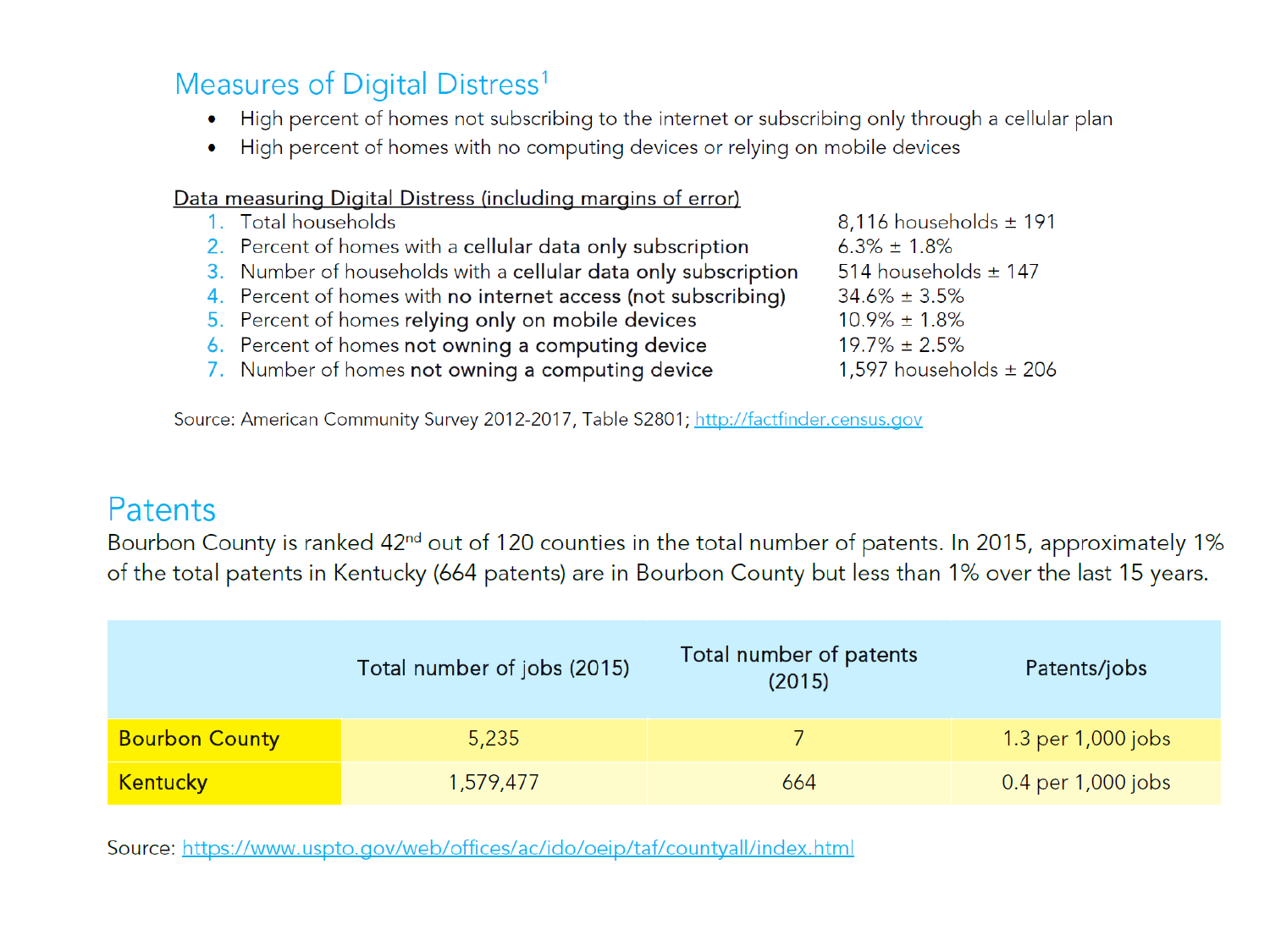## Measures of Digital Distress[1]

- High percent of homes not subscribing to the internet or subscribing only through a cellular plan
- High percent of homes with no computing devices or relying on mobile devices

Data measuring Digital Distress (including margins of error)

1. Total households — 8,116 households ± 191
2. Percent of homes with a **cellular data only subscription** — 6.3% ± 1.8%
3. Number of households with a **cellular data only subscription** — 514 households ± 147
4. Percent of homes with **no internet access (not subscribing)** — 34.6% ± 3.5%
5. Percent of homes **relying only** on **mobile devices** — 10.9% ± 1.8%
6. Percent of homes **not owning a computing device** — 19.7% ± 2.5%
7. Number of homes **not owning a computing device** — 1,597 households ± 206

Source: American Community Survey 2012-2017, Table S2801; http://factfinder.census.gov

## Patents

Bourbon County is ranked 42nd out of 120 counties in the total number of patents. In 2015, approximately 1% of the total patents in Kentucky (664 patents) are in Bourbon County but less than 1% over the last 15 years.

| | Total number of jobs (2015) | Total number of patents (2015) | Patents/jobs |
|---|---|---|---|
| Bourbon County | 5,235 | 7 | 1.3 per 1,000 jobs |
| Kentucky | 1,579,477 | 664 | 0.4 per 1,000 jobs |

Source: https://www.uspto.gov/web/offices/ac/ido/oeip/taf/countyall/index.html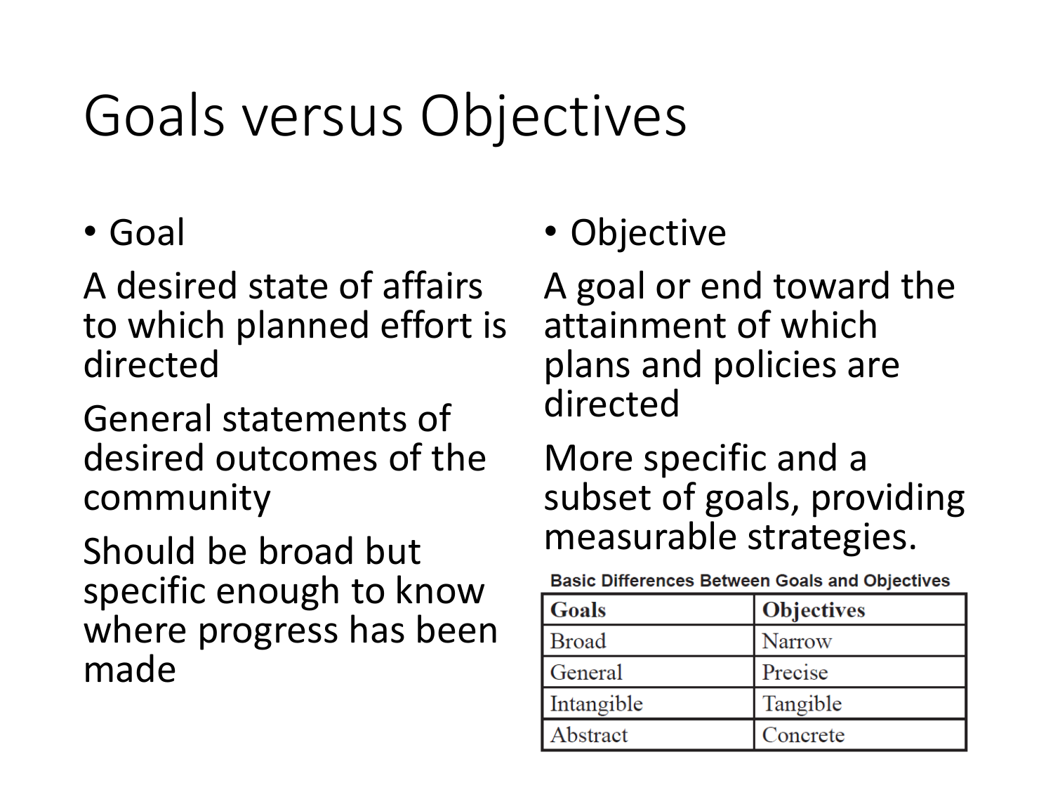# Goals versus Objectives

- Goal

A desired state of affairs to which planned effort is directed

General statements of desired outcomes of the community

Should be broad but specific enough to know where progress has been made

- Objective

A goal or end toward the attainment of which plans and policies are directed

More specific and a subset of goals, providing measurable strategies.

**Basic Differences Between Goals and Objectives**

| Goals | Objectives |
|---|---|
| Broad | Narrow |
| General | Precise |
| Intangible | Tangible |
| Abstract | Concrete |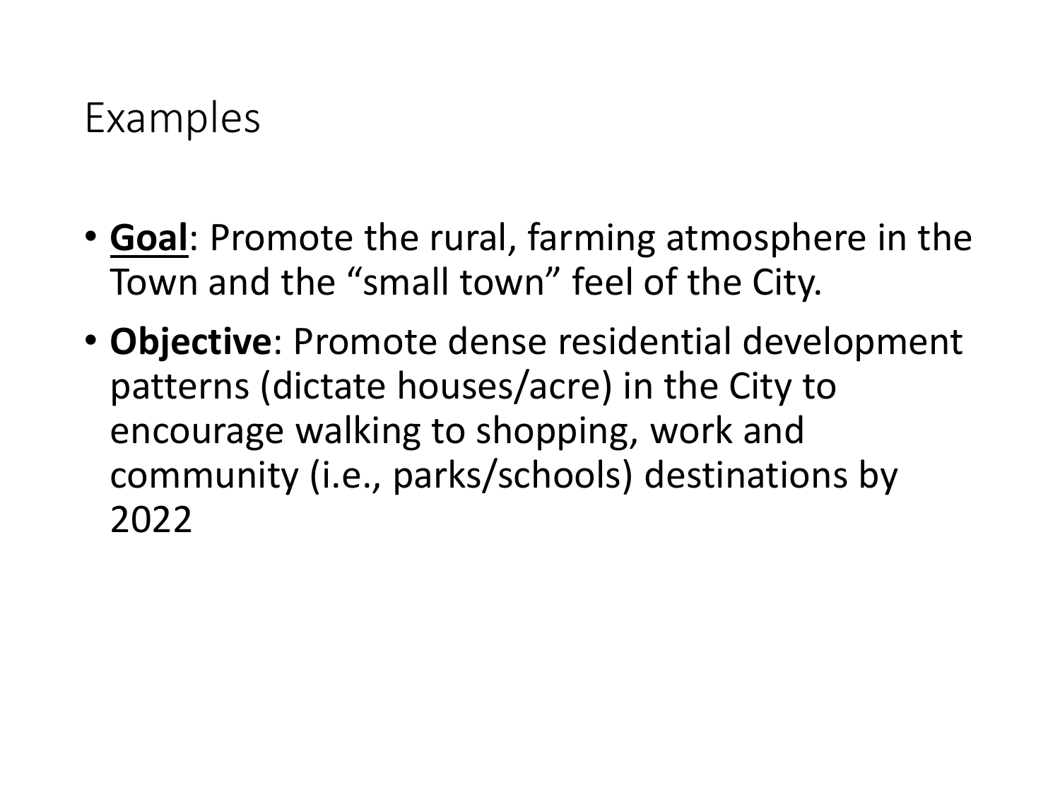# Examples

- **<u>Goal</u>**: Promote the rural, farming atmosphere in the Town and the "small town" feel of the City.
- **Objective**: Promote dense residential development patterns (dictate houses/acre) in the City to encourage walking to shopping, work and community (i.e., parks/schools) destinations by 2022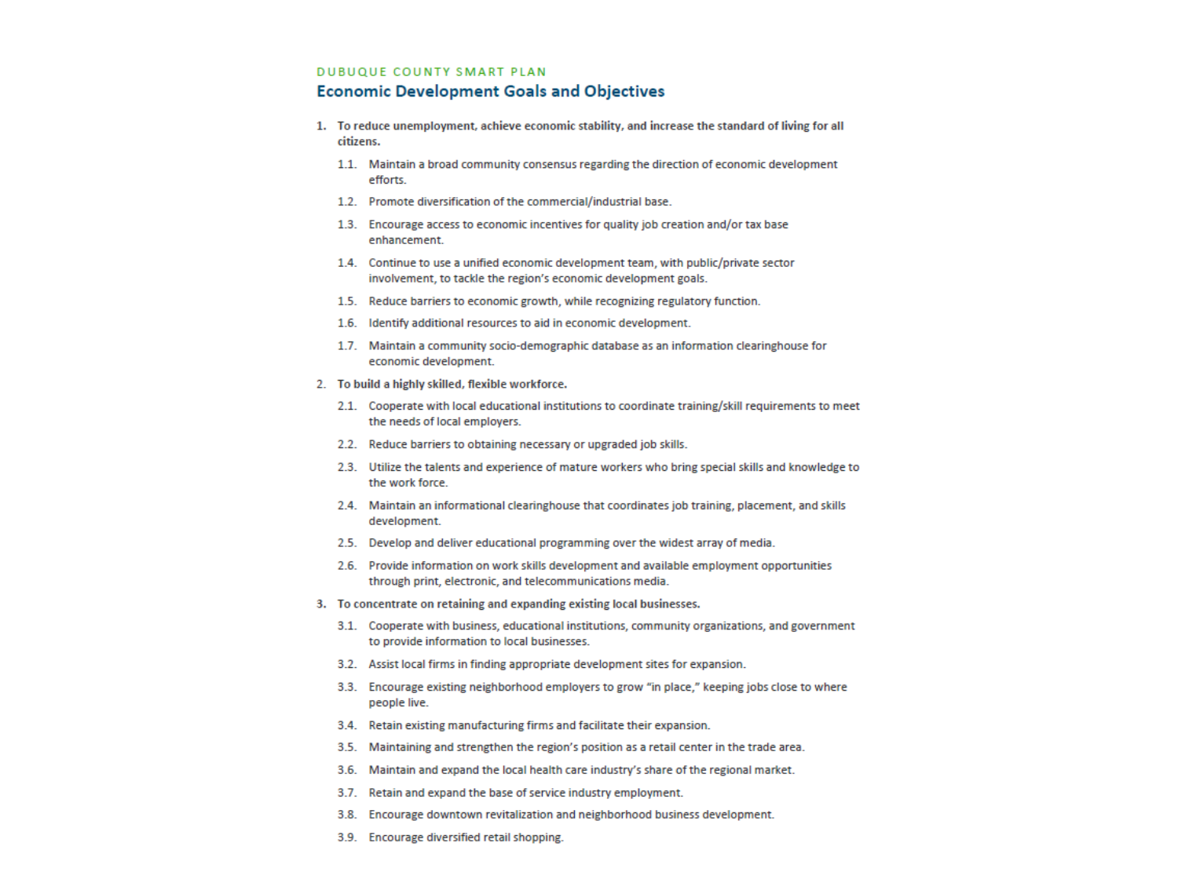DUBUQUE COUNTY SMART PLAN

## Economic Development Goals and Objectives

1. **To reduce unemployment, achieve economic stability, and increase the standard of living for all citizens.**
   - 1.1. Maintain a broad community consensus regarding the direction of economic development efforts.
   - 1.2. Promote diversification of the commercial/industrial base.
   - 1.3. Encourage access to economic incentives for quality job creation and/or tax base enhancement.
   - 1.4. Continue to use a unified economic development team, with public/private sector involvement, to tackle the region's economic development goals.
   - 1.5. Reduce barriers to economic growth, while recognizing regulatory function.
   - 1.6. Identify additional resources to aid in economic development.
   - 1.7. Maintain a community socio-demographic database as an information clearinghouse for economic development.
2. **To build a highly skilled, flexible workforce.**
   - 2.1. Cooperate with local educational institutions to coordinate training/skill requirements to meet the needs of local employers.
   - 2.2. Reduce barriers to obtaining necessary or upgraded job skills.
   - 2.3. Utilize the talents and experience of mature workers who bring special skills and knowledge to the work force.
   - 2.4. Maintain an informational clearinghouse that coordinates job training, placement, and skills development.
   - 2.5. Develop and deliver educational programming over the widest array of media.
   - 2.6. Provide information on work skills development and available employment opportunities through print, electronic, and telecommunications media.
3. **To concentrate on retaining and expanding existing local businesses.**
   - 3.1. Cooperate with business, educational institutions, community organizations, and government to provide information to local businesses.
   - 3.2. Assist local firms in finding appropriate development sites for expansion.
   - 3.3. Encourage existing neighborhood employers to grow "in place," keeping jobs close to where people live.
   - 3.4. Retain existing manufacturing firms and facilitate their expansion.
   - 3.5. Maintaining and strengthen the region's position as a retail center in the trade area.
   - 3.6. Maintain and expand the local health care industry's share of the regional market.
   - 3.7. Retain and expand the base of service industry employment.
   - 3.8. Encourage downtown revitalization and neighborhood business development.
   - 3.9. Encourage diversified retail shopping.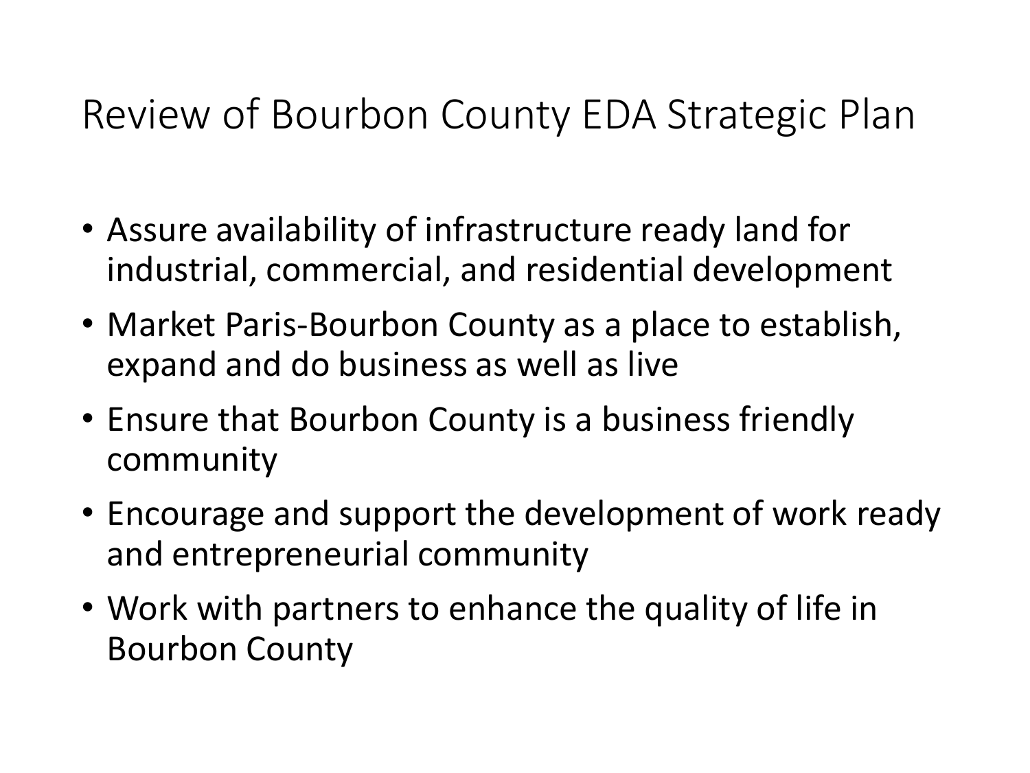# Review of Bourbon County EDA Strategic Plan

- Assure availability of infrastructure ready land for industrial, commercial, and residential development
- Market Paris-Bourbon County as a place to establish, expand and do business as well as live
- Ensure that Bourbon County is a business friendly community
- Encourage and support the development of work ready and entrepreneurial community
- Work with partners to enhance the quality of life in Bourbon County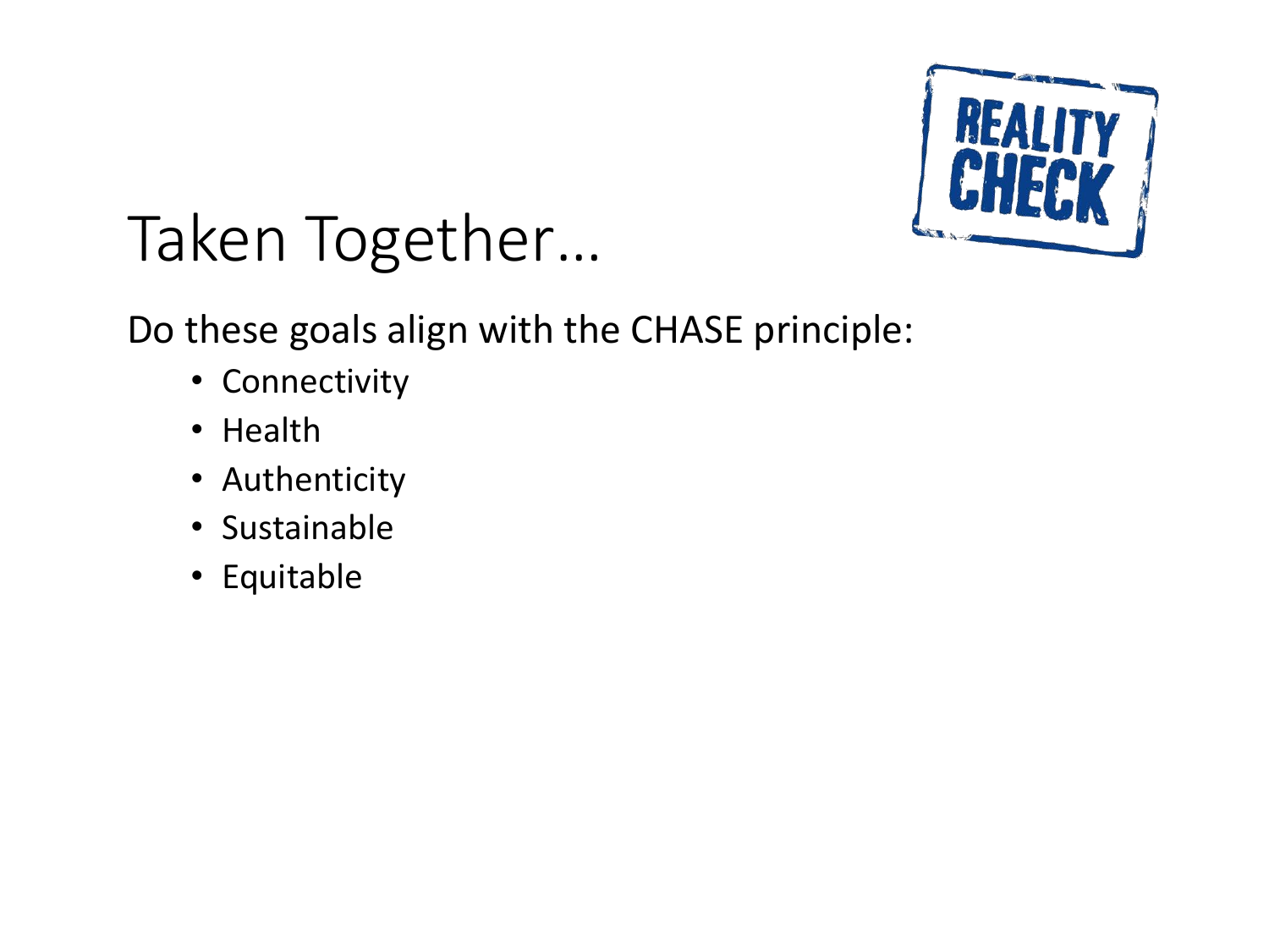# Taken Together…

Do these goals align with the CHASE principle:

- Connectivity
- Health
- Authenticity
- Sustainable
- Equitable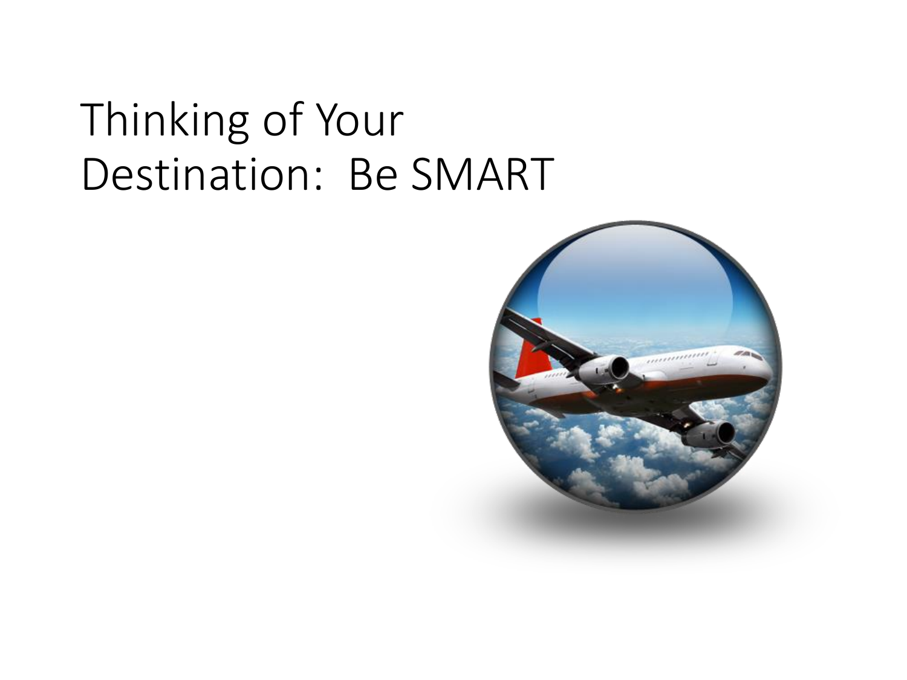# Thinking of Your Destination: Be SMART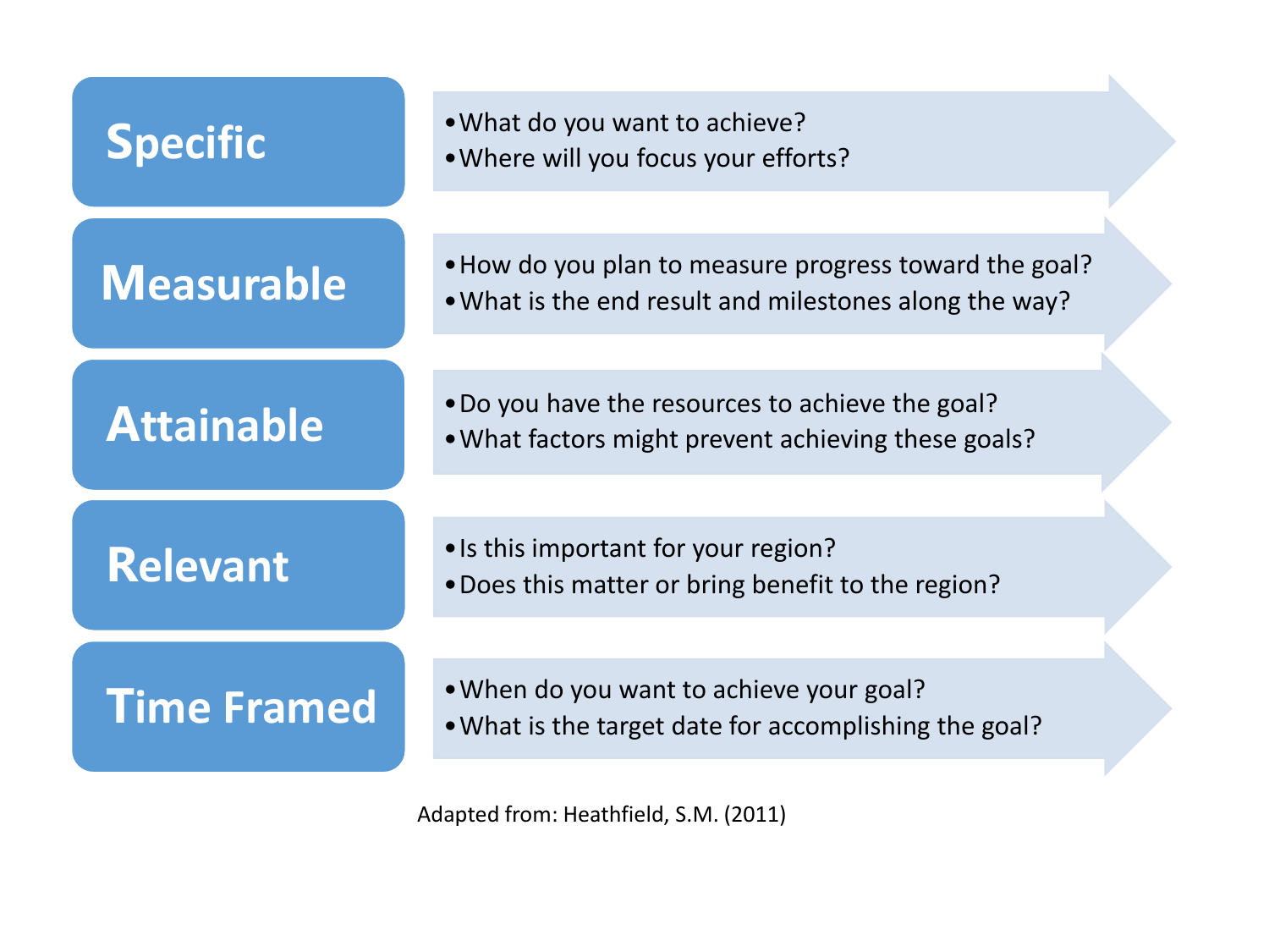**Specific**

- What do you want to achieve?
- Where will you focus your efforts?

**Measurable**

- How do you plan to measure progress toward the goal?
- What is the end result and milestones along the way?

**Attainable**

- Do you have the resources to achieve the goal?
- What factors might prevent achieving these goals?

**Relevant**

- Is this important for your region?
- Does this matter or bring benefit to the region?

**Time Framed**

- When do you want to achieve your goal?
- What is the target date for accomplishing the goal?

Adapted from: Heathfield, S.M. (2011)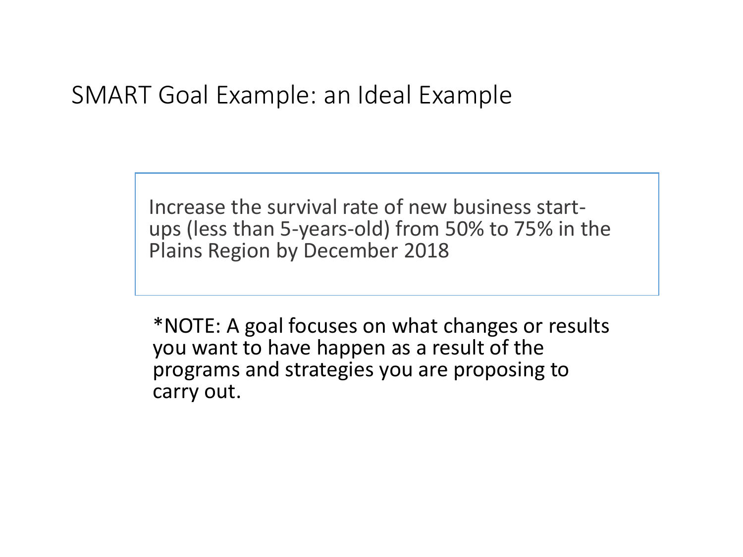# SMART Goal Example: an Ideal Example

> Increase the survival rate of new business start-ups (less than 5-years-old) from 50% to 75% in the Plains Region by December 2018

*NOTE: A goal focuses on what changes or results you want to have happen as a result of the programs and strategies you are proposing to carry out.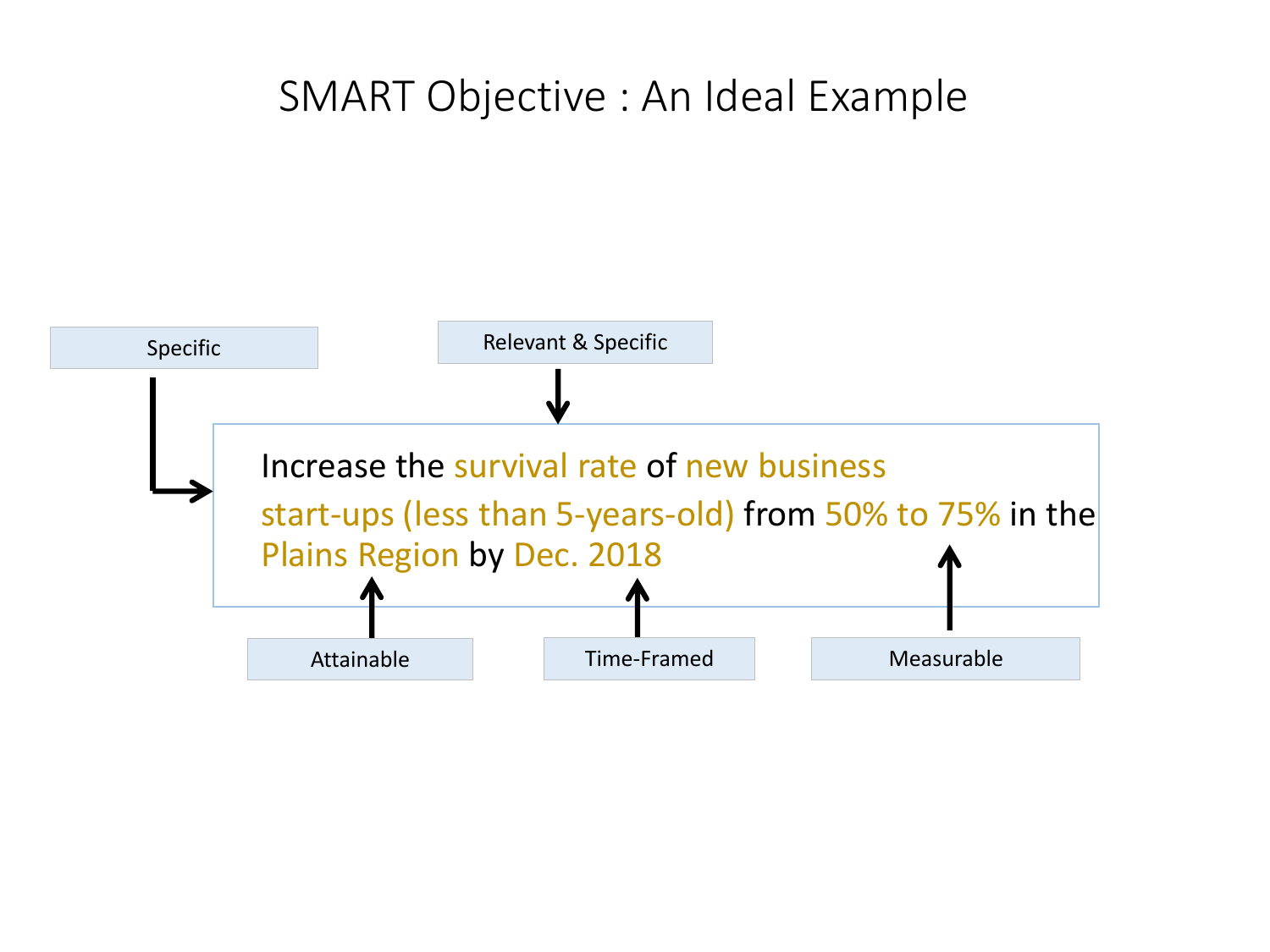# SMART Objective : An Ideal Example

Specific

Relevant & Specific

Increase the survival rate of new business start-ups (less than 5-years-old) from 50% to 75% in the Plains Region by Dec. 2018

Attainable

Time-Framed

Measurable